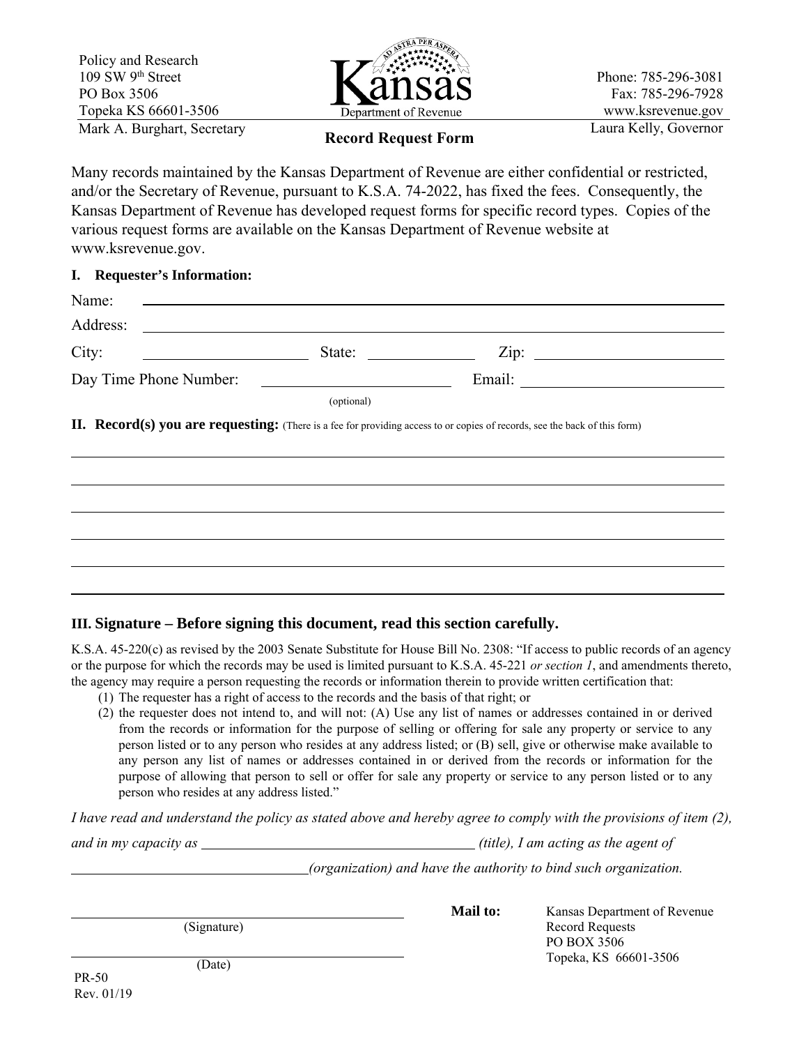Policy and Research
109 SW 9th Street
PO Box 3506
Topeka KS 66601-3506
Mark A. Burghart, Secretary

Kansas Department of Revenue

Phone: 785-296-3081
Fax: 785-296-7928
www.ksrevenue.gov
Laura Kelly, Governor

# Record Request Form

Many records maintained by the Kansas Department of Revenue are either confidential or restricted, and/or the Secretary of Revenue, pursuant to K.S.A. 74-2022, has fixed the fees. Consequently, the Kansas Department of Revenue has developed request forms for specific record types. Copies of the various request forms are available on the Kansas Department of Revenue website at www.ksrevenue.gov.

## I. Requester's Information:

Name: ______________________________

Address: ______________________________

City: ______________ State: ______________ Zip: ______________

Day Time Phone Number: ______________ (optional) Email: ______________

## II. Record(s) you are requesting: (There is a fee for providing access to or copies of records, see the back of this form)

______________________________

______________________________

______________________________

______________________________

______________________________

______________________________

## III. Signature – Before signing this document, read this section carefully.

K.S.A. 45-220(c) as revised by the 2003 Senate Substitute for House Bill No. 2308: "If access to public records of an agency or the purpose for which the records may be used is limited pursuant to K.S.A. 45-221 *or section 1*, and amendments thereto, the agency may require a person requesting the records or information therein to provide written certification that:

(1) The requester has a right of access to the records and the basis of that right; or
(2) the requester does not intend to, and will not: (A) Use any list of names or addresses contained in or derived from the records or information for the purpose of selling or offering for sale any property or service to any person listed or to any person who resides at any address listed; or (B) sell, give or otherwise make available to any person any list of names or addresses contained in or derived from the records or information for the purpose of allowing that person to sell or offer for sale any property or service to any person listed or to any person who resides at any address listed."

*I have read and understand the policy as stated above and hereby agree to comply with the provisions of item (2), and in my capacity as ______________ (title), I am acting as the agent of ______________ (organization) and have the authority to bind such organization.*

______________________________
(Signature)

______________________________
(Date)

**Mail to:** Kansas Department of Revenue
Record Requests
PO BOX 3506
Topeka, KS 66601-3506

PR-50
Rev. 01/19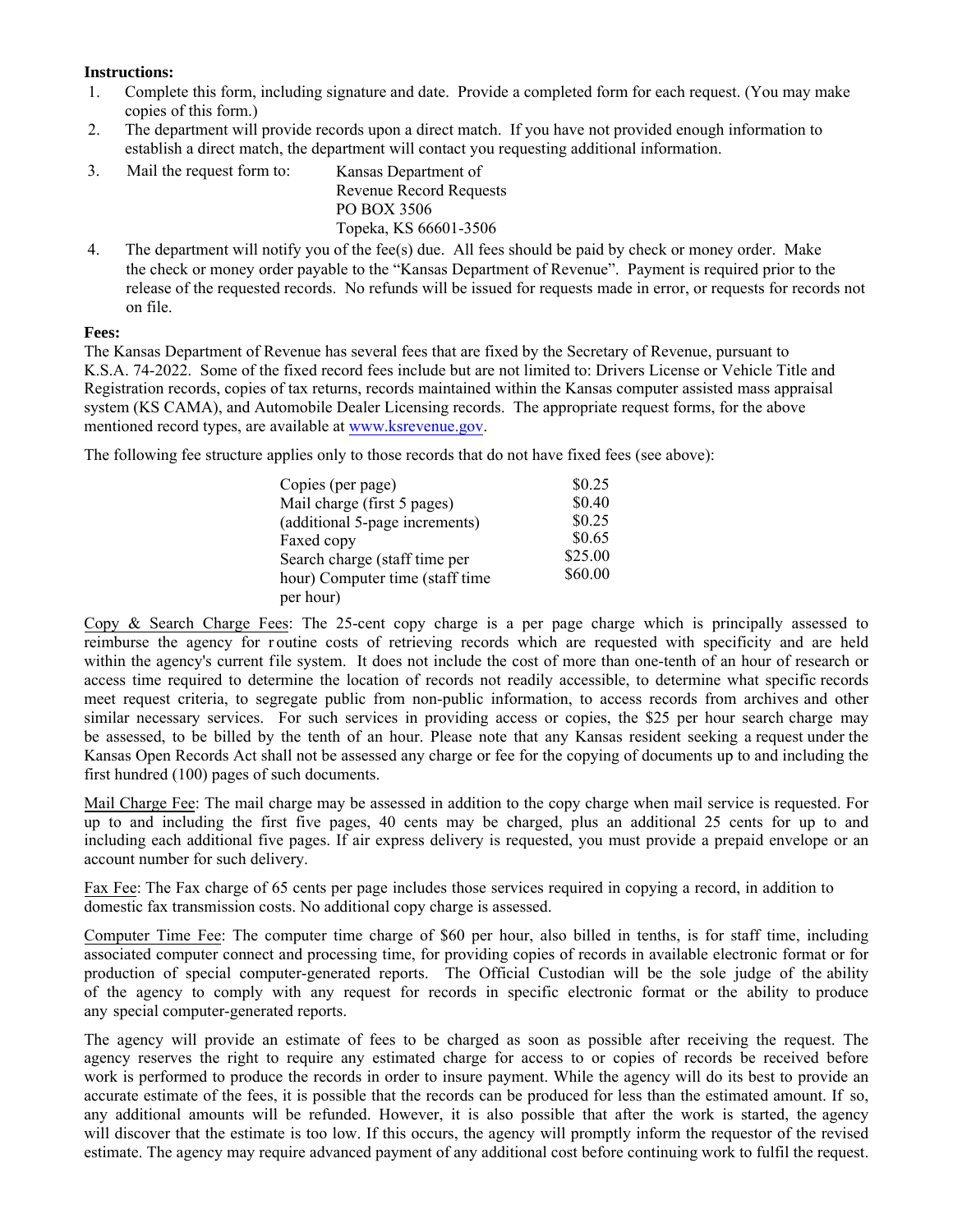**Instructions:**

1. Complete this form, including signature and date. Provide a completed form for each request. (You may make copies of this form.)
2. The department will provide records upon a direct match. If you have not provided enough information to establish a direct match, the department will contact you requesting additional information.
3. Mail the request form to: Kansas Department of Revenue Record Requests
   PO BOX 3506
   Topeka, KS 66601-3506
4. The department will notify you of the fee(s) due. All fees should be paid by check or money order. Make the check or money order payable to the "Kansas Department of Revenue". Payment is required prior to the release of the requested records. No refunds will be issued for requests made in error, or requests for records not on file.

**Fees:**

The Kansas Department of Revenue has several fees that are fixed by the Secretary of Revenue, pursuant to K.S.A. 74-2022. Some of the fixed record fees include but are not limited to: Drivers License or Vehicle Title and Registration records, copies of tax returns, records maintained within the Kansas computer assisted mass appraisal system (KS CAMA), and Automobile Dealer Licensing records. The appropriate request forms, for the above mentioned record types, are available at www.ksrevenue.gov.

The following fee structure applies only to those records that do not have fixed fees (see above):

| | |
|---|---|
| Copies (per page) | $0.25 |
| Mail charge (first 5 pages) | $0.40 |
| (additional 5-page increments) | $0.25 |
| Faxed copy | $0.65 |
| Search charge (staff time per hour) | $25.00 |
| Computer time (staff time per hour) | $60.00 |

Copy & Search Charge Fees: The 25-cent copy charge is a per page charge which is principally assessed to reimburse the agency for routine costs of retrieving records which are requested with specificity and are held within the agency's current file system. It does not include the cost of more than one-tenth of an hour of research or access time required to determine the location of records not readily accessible, to determine what specific records meet request criteria, to segregate public from non-public information, to access records from archives and other similar necessary services. For such services in providing access or copies, the $25 per hour search charge may be assessed, to be billed by the tenth of an hour. Please note that any Kansas resident seeking a request under the Kansas Open Records Act shall not be assessed any charge or fee for the copying of documents up to and including the first hundred (100) pages of such documents.

Mail Charge Fee: The mail charge may be assessed in addition to the copy charge when mail service is requested. For up to and including the first five pages, 40 cents may be charged, plus an additional 25 cents for up to and including each additional five pages. If air express delivery is requested, you must provide a prepaid envelope or an account number for such delivery.

Fax Fee: The Fax charge of 65 cents per page includes those services required in copying a record, in addition to domestic fax transmission costs. No additional copy charge is assessed.

Computer Time Fee: The computer time charge of $60 per hour, also billed in tenths, is for staff time, including associated computer connect and processing time, for providing copies of records in available electronic format or for production of special computer-generated reports. The Official Custodian will be the sole judge of the ability of the agency to comply with any request for records in specific electronic format or the ability to produce any special computer-generated reports.

The agency will provide an estimate of fees to be charged as soon as possible after receiving the request. The agency reserves the right to require any estimated charge for access to or copies of records be received before work is performed to produce the records in order to insure payment. While the agency will do its best to provide an accurate estimate of the fees, it is possible that the records can be produced for less than the estimated amount. If so, any additional amounts will be refunded. However, it is also possible that after the work is started, the agency will discover that the estimate is too low. If this occurs, the agency will promptly inform the requestor of the revised estimate. The agency may require advanced payment of any additional cost before continuing work to fulfil the request.